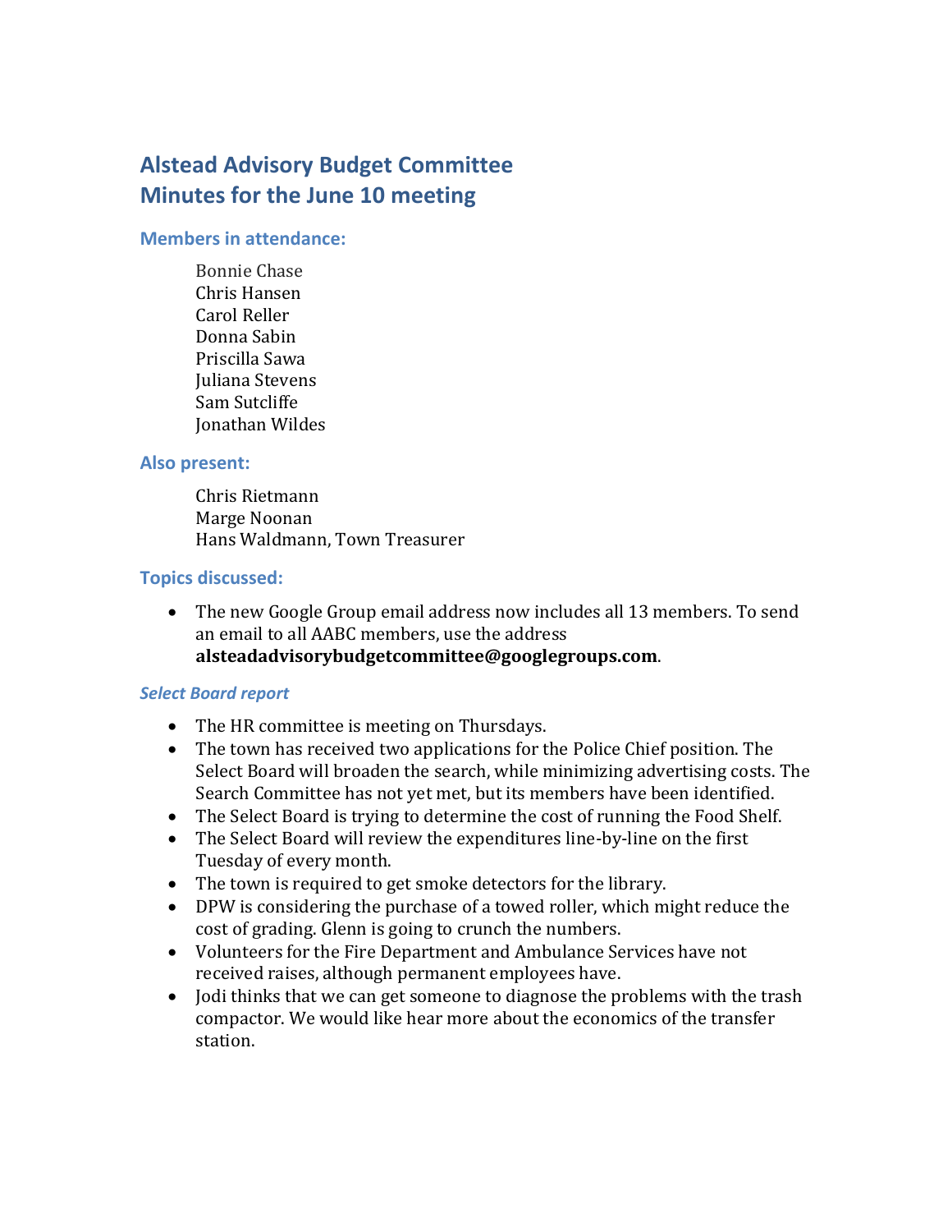# Alstead Advisory Budget Committee
# Minutes for the June 10 meeting

### Members in attendance:

Bonnie Chase
Chris Hansen
Carol Reller
Donna Sabin
Priscilla Sawa
Juliana Stevens
Sam Sutcliffe
Jonathan Wildes

### Also present:

Chris Rietmann
Marge Noonan
Hans Waldmann, Town Treasurer

### Topics discussed:

- The new Google Group email address now includes all 13 members. To send an email to all AABC members, use the address **alsteadadvisorybudgetcommittee@googlegroups.com**.

#### *Select Board report*

- The HR committee is meeting on Thursdays.
- The town has received two applications for the Police Chief position. The Select Board will broaden the search, while minimizing advertising costs. The Search Committee has not yet met, but its members have been identified.
- The Select Board is trying to determine the cost of running the Food Shelf.
- The Select Board will review the expenditures line-by-line on the first Tuesday of every month.
- The town is required to get smoke detectors for the library.
- DPW is considering the purchase of a towed roller, which might reduce the cost of grading. Glenn is going to crunch the numbers.
- Volunteers for the Fire Department and Ambulance Services have not received raises, although permanent employees have.
- Jodi thinks that we can get someone to diagnose the problems with the trash compactor. We would like hear more about the economics of the transfer station.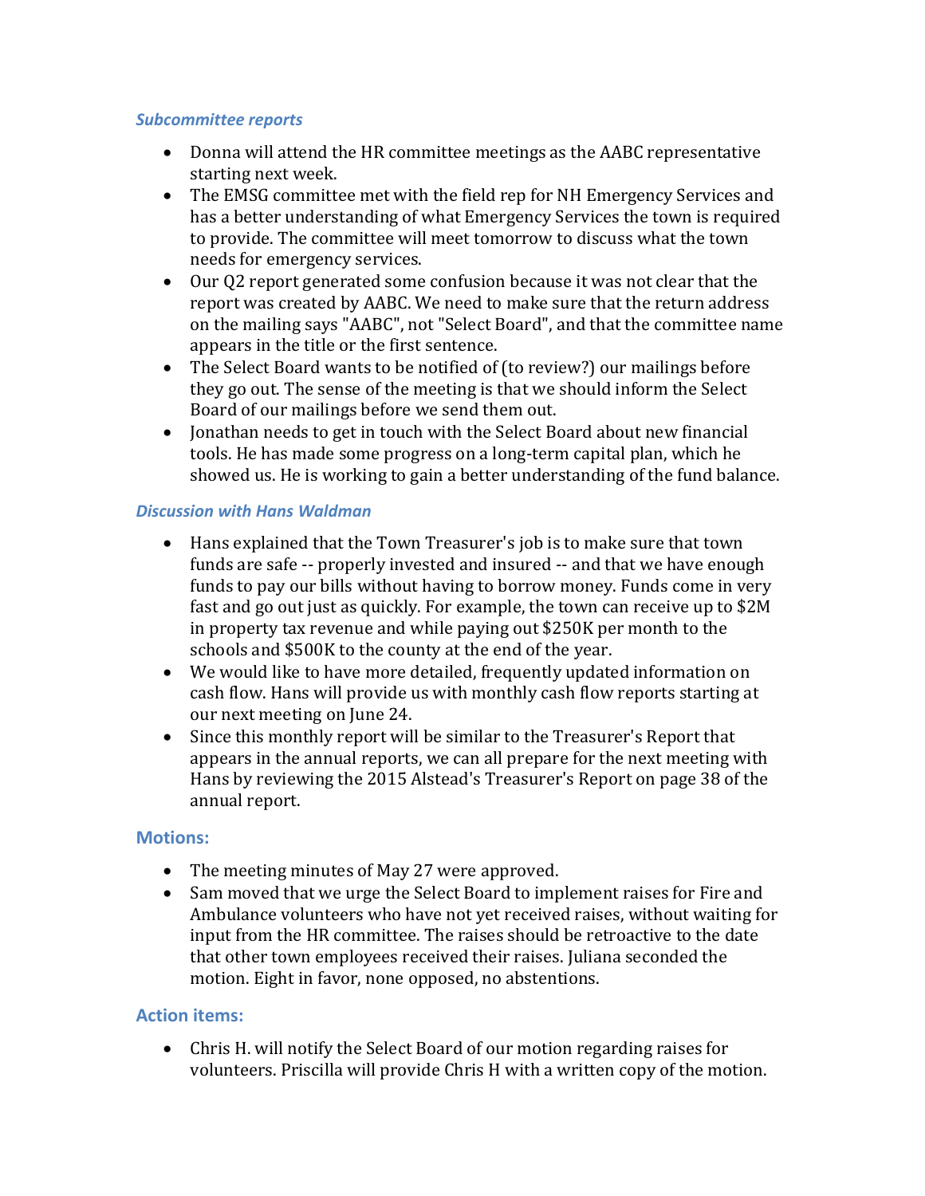### *Subcommittee reports*

- Donna will attend the HR committee meetings as the AABC representative starting next week.
- The EMSG committee met with the field rep for NH Emergency Services and has a better understanding of what Emergency Services the town is required to provide. The committee will meet tomorrow to discuss what the town needs for emergency services.
- Our Q2 report generated some confusion because it was not clear that the report was created by AABC. We need to make sure that the return address on the mailing says "AABC", not "Select Board", and that the committee name appears in the title or the first sentence.
- The Select Board wants to be notified of (to review?) our mailings before they go out. The sense of the meeting is that we should inform the Select Board of our mailings before we send them out.
- Jonathan needs to get in touch with the Select Board about new financial tools. He has made some progress on a long-term capital plan, which he showed us. He is working to gain a better understanding of the fund balance.

### *Discussion with Hans Waldman*

- Hans explained that the Town Treasurer's job is to make sure that town funds are safe -- properly invested and insured -- and that we have enough funds to pay our bills without having to borrow money. Funds come in very fast and go out just as quickly. For example, the town can receive up to $2M in property tax revenue and while paying out $250K per month to the schools and $500K to the county at the end of the year.
- We would like to have more detailed, frequently updated information on cash flow. Hans will provide us with monthly cash flow reports starting at our next meeting on June 24.
- Since this monthly report will be similar to the Treasurer's Report that appears in the annual reports, we can all prepare for the next meeting with Hans by reviewing the 2015 Alstead's Treasurer's Report on page 38 of the annual report.

## Motions:

- The meeting minutes of May 27 were approved.
- Sam moved that we urge the Select Board to implement raises for Fire and Ambulance volunteers who have not yet received raises, without waiting for input from the HR committee. The raises should be retroactive to the date that other town employees received their raises. Juliana seconded the motion. Eight in favor, none opposed, no abstentions.

## Action items:

- Chris H. will notify the Select Board of our motion regarding raises for volunteers. Priscilla will provide Chris H with a written copy of the motion.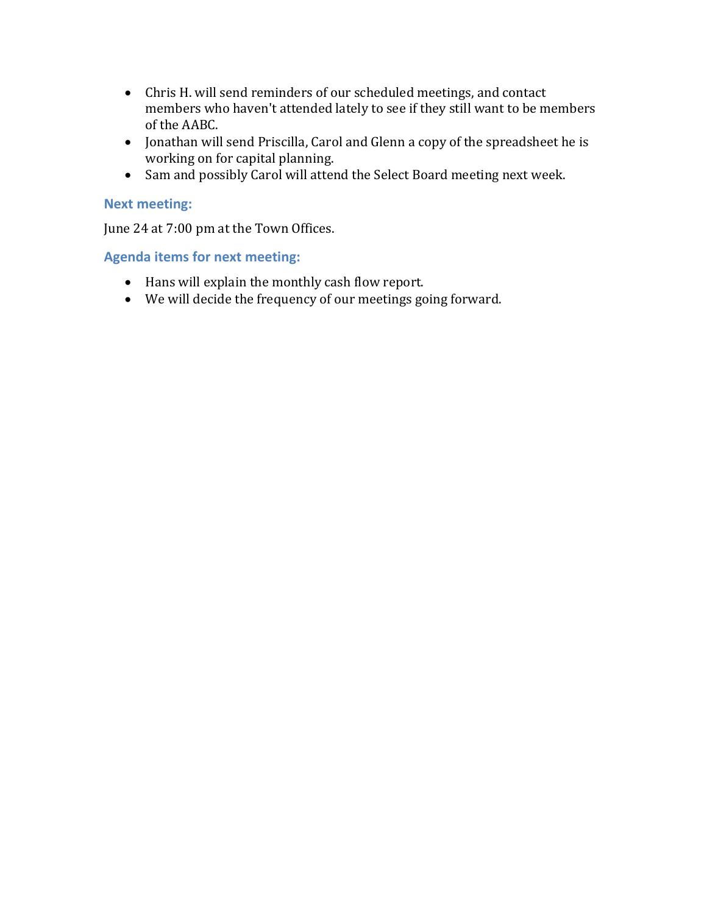- Chris H. will send reminders of our scheduled meetings, and contact members who haven't attended lately to see if they still want to be members of the AABC.
- Jonathan will send Priscilla, Carol and Glenn a copy of the spreadsheet he is working on for capital planning.
- Sam and possibly Carol will attend the Select Board meeting next week.

### Next meeting:

June 24 at 7:00 pm at the Town Offices.

### Agenda items for next meeting:

- Hans will explain the monthly cash flow report.
- We will decide the frequency of our meetings going forward.